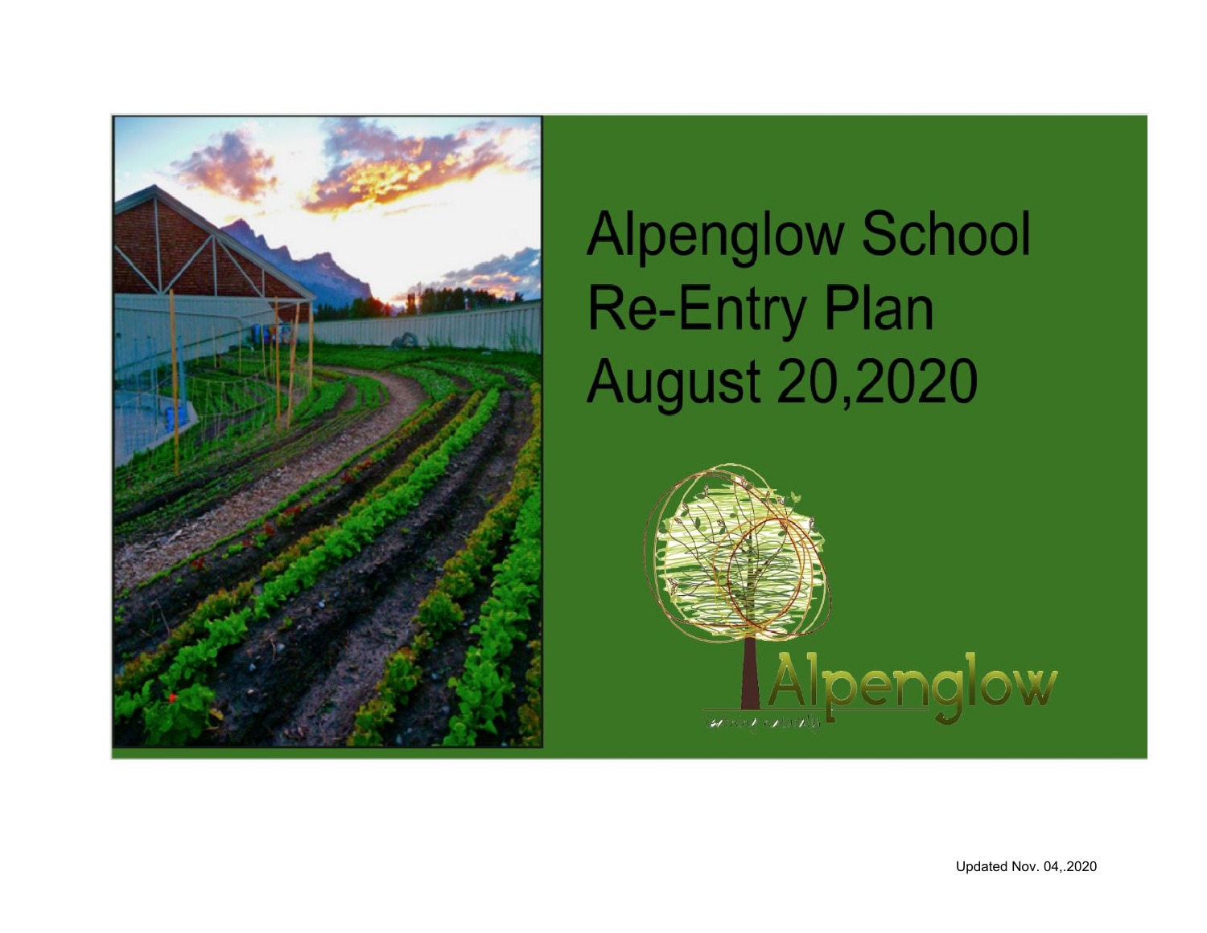# Alpenglow School Re-Entry Plan August 20,2020

Updated Nov. 04,.2020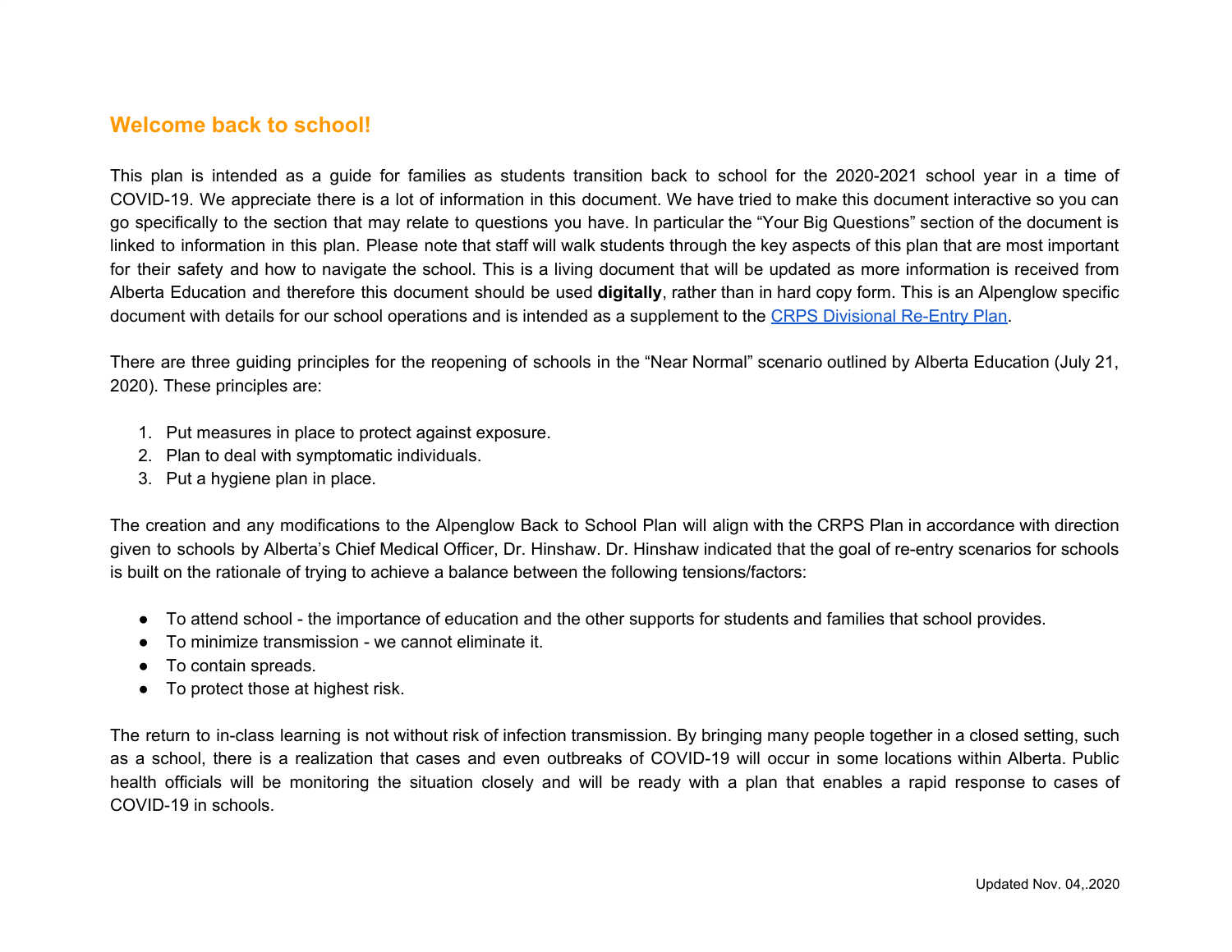## Welcome back to school!

This plan is intended as a guide for families as students transition back to school for the 2020-2021 school year in a time of COVID-19. We appreciate there is a lot of information in this document. We have tried to make this document interactive so you can go specifically to the section that may relate to questions you have. In particular the "Your Big Questions" section of the document is linked to information in this plan. Please note that staff will walk students through the key aspects of this plan that are most important for their safety and how to navigate the school. This is a living document that will be updated as more information is received from Alberta Education and therefore this document should be used **digitally**, rather than in hard copy form. This is an Alpenglow specific document with details for our school operations and is intended as a supplement to the CRPS Divisional Re-Entry Plan.

There are three guiding principles for the reopening of schools in the "Near Normal" scenario outlined by Alberta Education (July 21, 2020). These principles are:

1. Put measures in place to protect against exposure.
2. Plan to deal with symptomatic individuals.
3. Put a hygiene plan in place.

The creation and any modifications to the Alpenglow Back to School Plan will align with the CRPS Plan in accordance with direction given to schools by Alberta's Chief Medical Officer, Dr. Hinshaw. Dr. Hinshaw indicated that the goal of re-entry scenarios for schools is built on the rationale of trying to achieve a balance between the following tensions/factors:

- To attend school - the importance of education and the other supports for students and families that school provides.
- To minimize transmission - we cannot eliminate it.
- To contain spreads.
- To protect those at highest risk.

The return to in-class learning is not without risk of infection transmission. By bringing many people together in a closed setting, such as a school, there is a realization that cases and even outbreaks of COVID-19 will occur in some locations within Alberta. Public health officials will be monitoring the situation closely and will be ready with a plan that enables a rapid response to cases of COVID-19 in schools.

Updated Nov. 04,.2020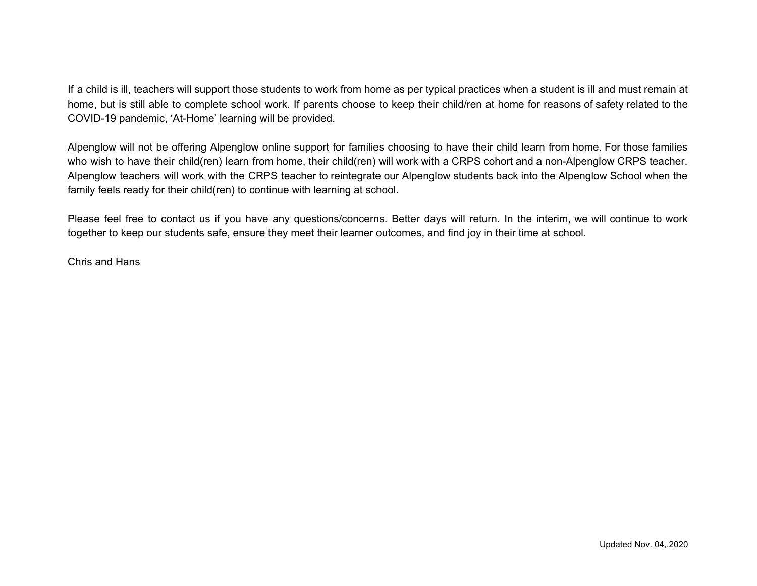If a child is ill, teachers will support those students to work from home as per typical practices when a student is ill and must remain at home, but is still able to complete school work. If parents choose to keep their child/ren at home for reasons of safety related to the COVID-19 pandemic, 'At-Home' learning will be provided.

Alpenglow will not be offering Alpenglow online support for families choosing to have their child learn from home. For those families who wish to have their child(ren) learn from home, their child(ren) will work with a CRPS cohort and a non-Alpenglow CRPS teacher. Alpenglow teachers will work with the CRPS teacher to reintegrate our Alpenglow students back into the Alpenglow School when the family feels ready for their child(ren) to continue with learning at school.

Please feel free to contact us if you have any questions/concerns. Better days will return. In the interim, we will continue to work together to keep our students safe, ensure they meet their learner outcomes, and find joy in their time at school.

Chris and Hans

Updated Nov. 04,.2020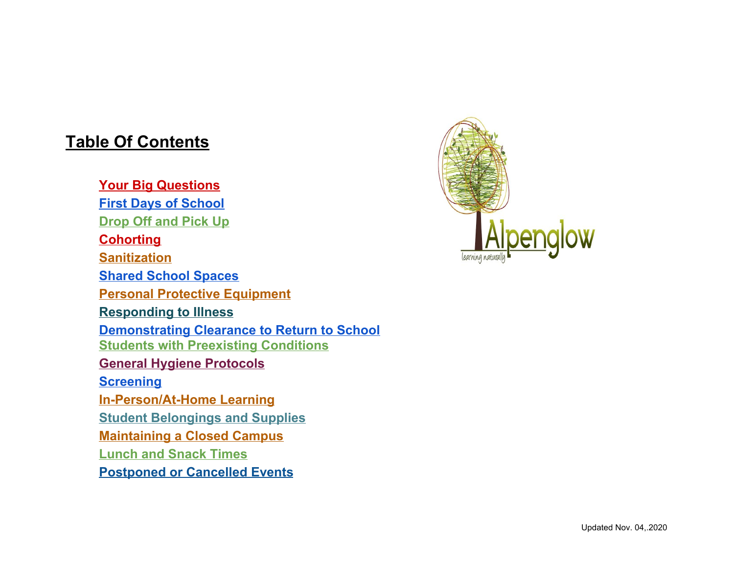## Table Of Contents

- Your Big Questions
- First Days of School
- Drop Off and Pick Up
- Cohorting
- Sanitization
- Shared School Spaces
- Personal Protective Equipment
- Responding to Illness
- Demonstrating Clearance to Return to School
- Students with Preexisting Conditions
- General Hygiene Protocols
- Screening
- In-Person/At-Home Learning
- Student Belongings and Supplies
- Maintaining a Closed Campus
- Lunch and Snack Times
- Postponed or Cancelled Events

Alpenglow learning naturally

Updated Nov. 04,.2020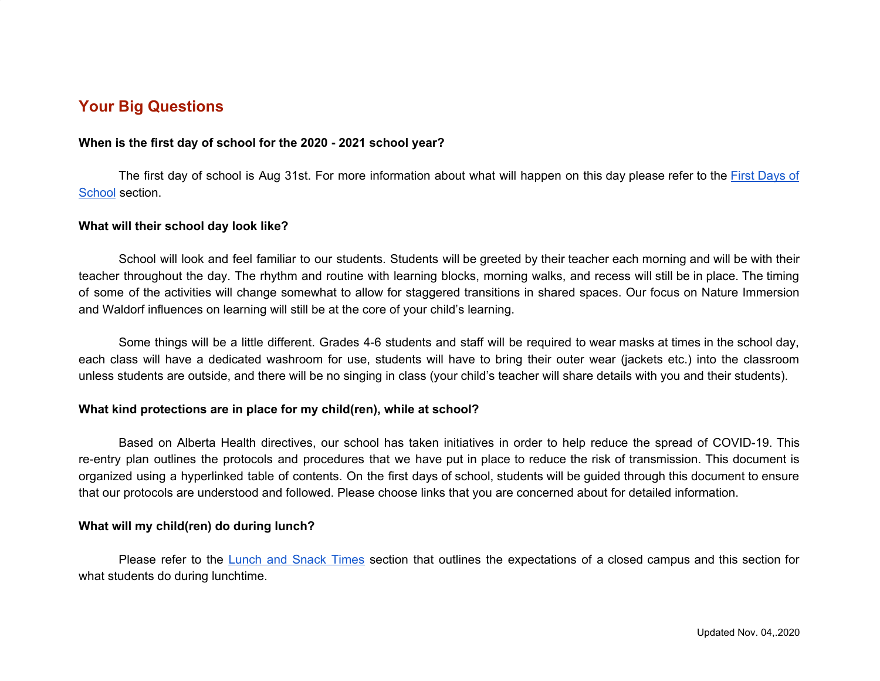## Your Big Questions

**When is the first day of school for the 2020 - 2021 school year?**

The first day of school is Aug 31st. For more information about what will happen on this day please refer to the First Days of School section.

**What will their school day look like?**

School will look and feel familiar to our students. Students will be greeted by their teacher each morning and will be with their teacher throughout the day. The rhythm and routine with learning blocks, morning walks, and recess will still be in place. The timing of some of the activities will change somewhat to allow for staggered transitions in shared spaces. Our focus on Nature Immersion and Waldorf influences on learning will still be at the core of your child's learning.

Some things will be a little different. Grades 4-6 students and staff will be required to wear masks at times in the school day, each class will have a dedicated washroom for use, students will have to bring their outer wear (jackets etc.) into the classroom unless students are outside, and there will be no singing in class (your child's teacher will share details with you and their students).

**What kind protections are in place for my child(ren), while at school?**

Based on Alberta Health directives, our school has taken initiatives in order to help reduce the spread of COVID-19. This re-entry plan outlines the protocols and procedures that we have put in place to reduce the risk of transmission. This document is organized using a hyperlinked table of contents. On the first days of school, students will be guided through this document to ensure that our protocols are understood and followed. Please choose links that you are concerned about for detailed information.

**What will my child(ren) do during lunch?**

Please refer to the Lunch and Snack Times section that outlines the expectations of a closed campus and this section for what students do during lunchtime.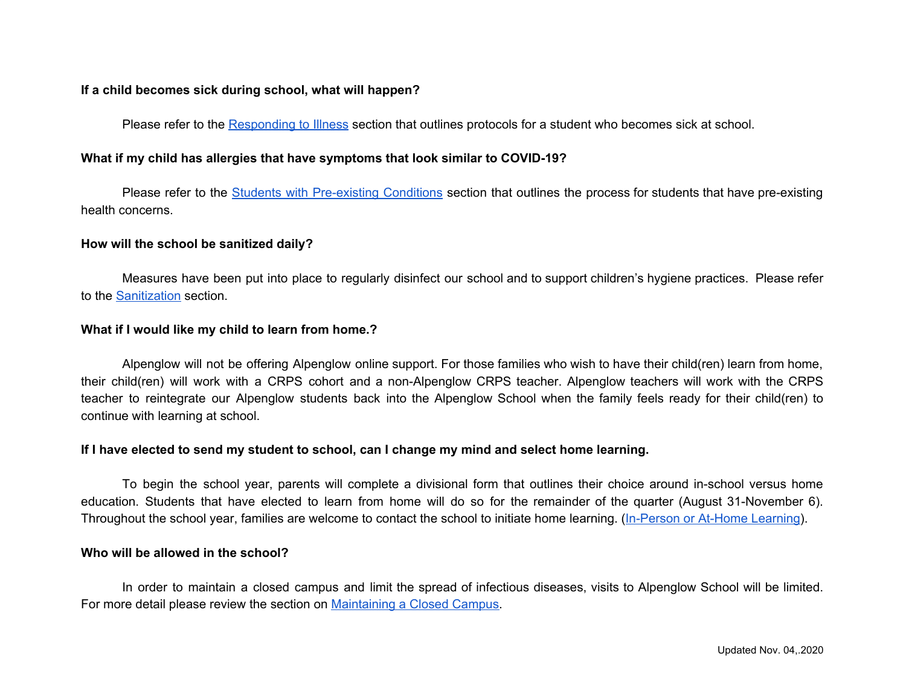**If a child becomes sick during school, what will happen?**

Please refer to the Responding to Illness section that outlines protocols for a student who becomes sick at school.

**What if my child has allergies that have symptoms that look similar to COVID-19?**

Please refer to the Students with Pre-existing Conditions section that outlines the process for students that have pre-existing health concerns.

**How will the school be sanitized daily?**

Measures have been put into place to regularly disinfect our school and to support children's hygiene practices. Please refer to the Sanitization section.

**What if I would like my child to learn from home.?**

Alpenglow will not be offering Alpenglow online support. For those families who wish to have their child(ren) learn from home, their child(ren) will work with a CRPS cohort and a non-Alpenglow CRPS teacher. Alpenglow teachers will work with the CRPS teacher to reintegrate our Alpenglow students back into the Alpenglow School when the family feels ready for their child(ren) to continue with learning at school.

**If I have elected to send my student to school, can I change my mind and select home learning.**

To begin the school year, parents will complete a divisional form that outlines their choice around in-school versus home education. Students that have elected to learn from home will do so for the remainder of the quarter (August 31-November 6). Throughout the school year, families are welcome to contact the school to initiate home learning. (In-Person or At-Home Learning).

**Who will be allowed in the school?**

In order to maintain a closed campus and limit the spread of infectious diseases, visits to Alpenglow School will be limited. For more detail please review the section on Maintaining a Closed Campus.

Updated Nov. 04,.2020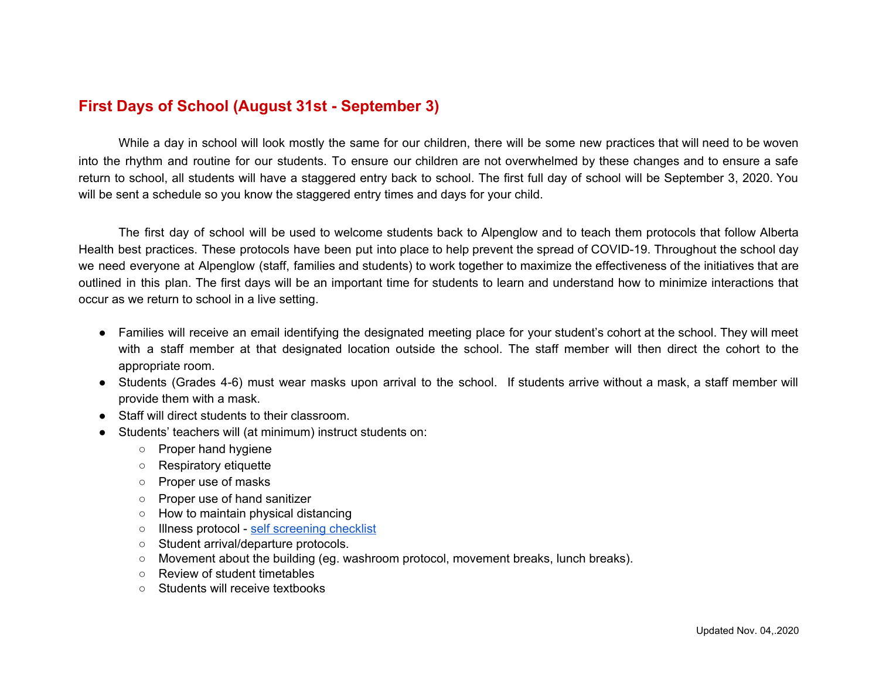## First Days of School (August 31st - September 3)

While a day in school will look mostly the same for our children, there will be some new practices that will need to be woven into the rhythm and routine for our students. To ensure our children are not overwhelmed by these changes and to ensure a safe return to school, all students will have a staggered entry back to school. The first full day of school will be September 3, 2020. You will be sent a schedule so you know the staggered entry times and days for your child.

The first day of school will be used to welcome students back to Alpenglow and to teach them protocols that follow Alberta Health best practices. These protocols have been put into place to help prevent the spread of COVID-19. Throughout the school day we need everyone at Alpenglow (staff, families and students) to work together to maximize the effectiveness of the initiatives that are outlined in this plan. The first days will be an important time for students to learn and understand how to minimize interactions that occur as we return to school in a live setting.

- Families will receive an email identifying the designated meeting place for your student's cohort at the school. They will meet with a staff member at that designated location outside the school. The staff member will then direct the cohort to the appropriate room.
- Students (Grades 4-6) must wear masks upon arrival to the school. If students arrive without a mask, a staff member will provide them with a mask.
- Staff will direct students to their classroom.
- Students' teachers will (at minimum) instruct students on:
  - Proper hand hygiene
  - Respiratory etiquette
  - Proper use of masks
  - Proper use of hand sanitizer
  - How to maintain physical distancing
  - Illness protocol - self screening checklist
  - Student arrival/departure protocols.
  - Movement about the building (eg. washroom protocol, movement breaks, lunch breaks).
  - Review of student timetables
  - Students will receive textbooks

Updated Nov. 04,.2020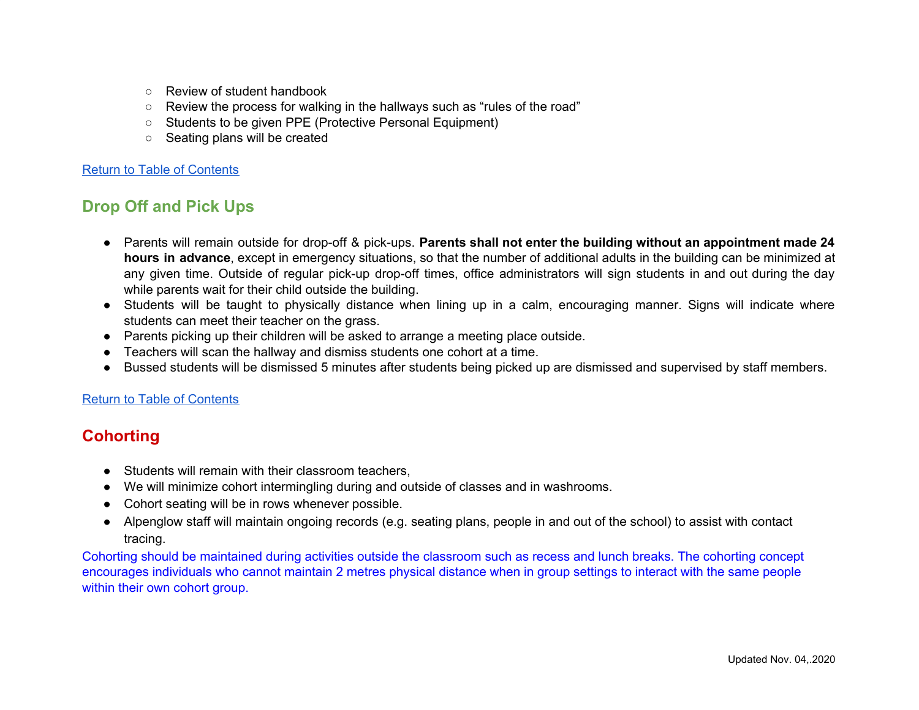- Review of student handbook
- Review the process for walking in the hallways such as "rules of the road"
- Students to be given PPE (Protective Personal Equipment)
- Seating plans will be created

Return to Table of Contents

## Drop Off and Pick Ups

- Parents will remain outside for drop-off & pick-ups. **Parents shall not enter the building without an appointment made 24 hours in advance**, except in emergency situations, so that the number of additional adults in the building can be minimized at any given time. Outside of regular pick-up drop-off times, office administrators will sign students in and out during the day while parents wait for their child outside the building.
- Students will be taught to physically distance when lining up in a calm, encouraging manner. Signs will indicate where students can meet their teacher on the grass.
- Parents picking up their children will be asked to arrange a meeting place outside.
- Teachers will scan the hallway and dismiss students one cohort at a time.
- Bussed students will be dismissed 5 minutes after students being picked up are dismissed and supervised by staff members.

Return to Table of Contents

## Cohorting

- Students will remain with their classroom teachers,
- We will minimize cohort intermingling during and outside of classes and in washrooms.
- Cohort seating will be in rows whenever possible.
- Alpenglow staff will maintain ongoing records (e.g. seating plans, people in and out of the school) to assist with contact tracing.

Cohorting should be maintained during activities outside the classroom such as recess and lunch breaks. The cohorting concept encourages individuals who cannot maintain 2 metres physical distance when in group settings to interact with the same people within their own cohort group.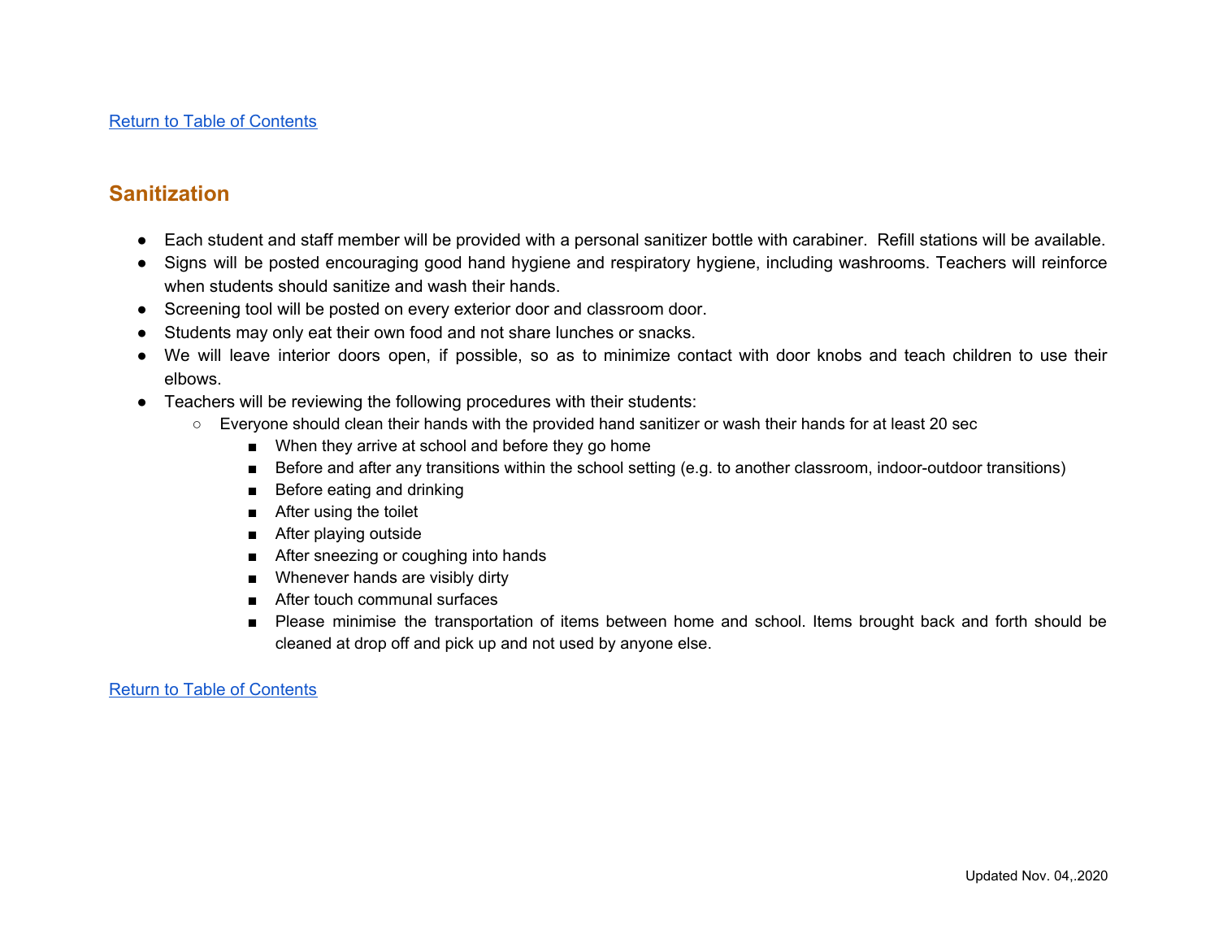Return to Table of Contents

## Sanitization

- Each student and staff member will be provided with a personal sanitizer bottle with carabiner. Refill stations will be available.
- Signs will be posted encouraging good hand hygiene and respiratory hygiene, including washrooms. Teachers will reinforce when students should sanitize and wash their hands.
- Screening tool will be posted on every exterior door and classroom door.
- Students may only eat their own food and not share lunches or snacks.
- We will leave interior doors open, if possible, so as to minimize contact with door knobs and teach children to use their elbows.
- Teachers will be reviewing the following procedures with their students:
  - Everyone should clean their hands with the provided hand sanitizer or wash their hands for at least 20 sec
    - When they arrive at school and before they go home
    - Before and after any transitions within the school setting (e.g. to another classroom, indoor-outdoor transitions)
    - Before eating and drinking
    - After using the toilet
    - After playing outside
    - After sneezing or coughing into hands
    - Whenever hands are visibly dirty
    - After touch communal surfaces
    - Please minimise the transportation of items between home and school. Items brought back and forth should be cleaned at drop off and pick up and not used by anyone else.

Return to Table of Contents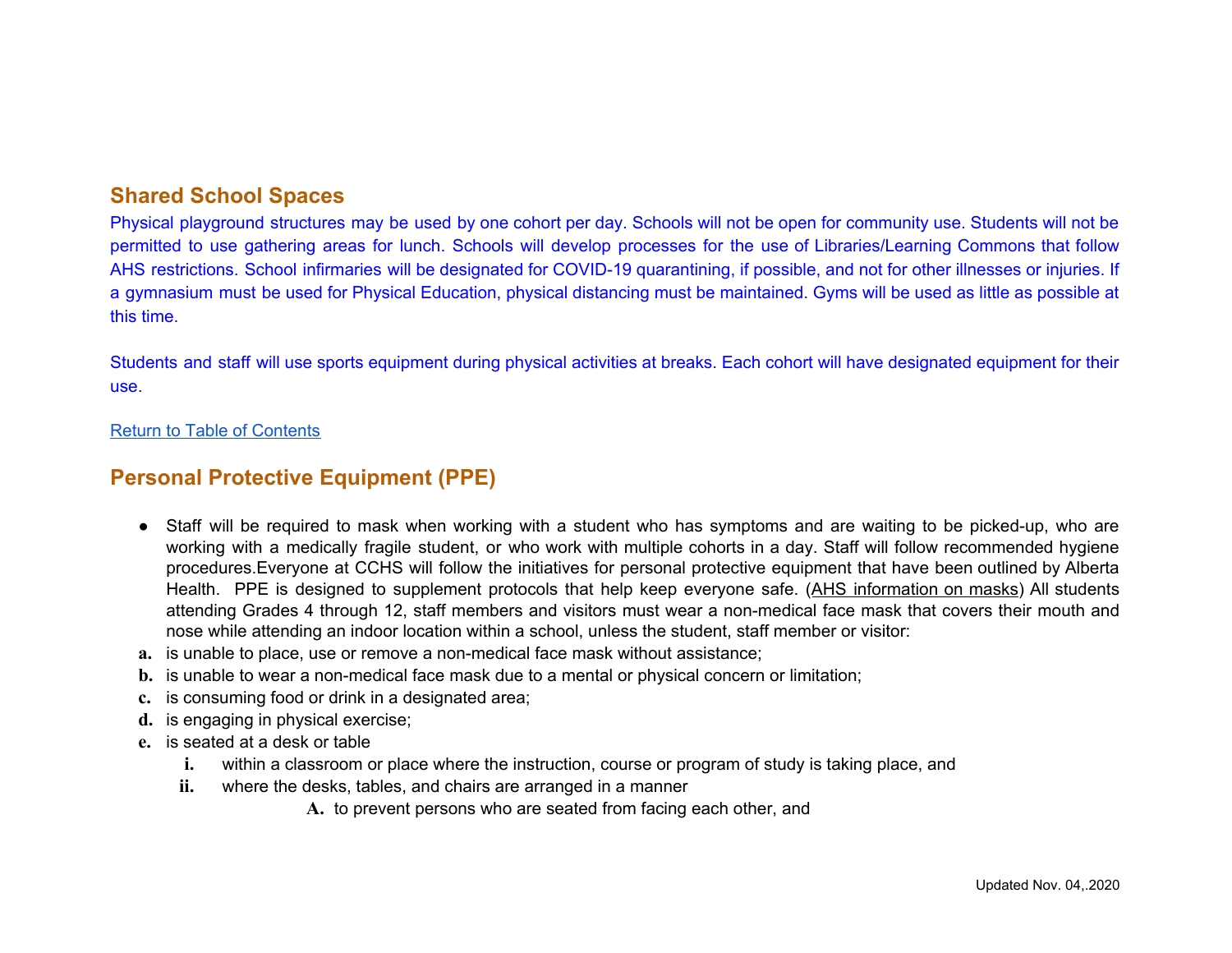## Shared School Spaces

Physical playground structures may be used by one cohort per day. Schools will not be open for community use. Students will not be permitted to use gathering areas for lunch. Schools will develop processes for the use of Libraries/Learning Commons that follow AHS restrictions. School infirmaries will be designated for COVID-19 quarantining, if possible, and not for other illnesses or injuries. If a gymnasium must be used for Physical Education, physical distancing must be maintained. Gyms will be used as little as possible at this time.

Students and staff will use sports equipment during physical activities at breaks. Each cohort will have designated equipment for their use.

Return to Table of Contents

## Personal Protective Equipment (PPE)

- Staff will be required to mask when working with a student who has symptoms and are waiting to be picked-up, who are working with a medically fragile student, or who work with multiple cohorts in a day. Staff will follow recommended hygiene procedures.Everyone at CCHS will follow the initiatives for personal protective equipment that have been outlined by Alberta Health. PPE is designed to supplement protocols that help keep everyone safe. (AHS information on masks) All students attending Grades 4 through 12, staff members and visitors must wear a non-medical face mask that covers their mouth and nose while attending an indoor location within a school, unless the student, staff member or visitor:

a. is unable to place, use or remove a non-medical face mask without assistance;
b. is unable to wear a non-medical face mask due to a mental or physical concern or limitation;
c. is consuming food or drink in a designated area;
d. is engaging in physical exercise;
e. is seated at a desk or table
   i. within a classroom or place where the instruction, course or program of study is taking place, and
   ii. where the desks, tables, and chairs are arranged in a manner
      A. to prevent persons who are seated from facing each other, and

Updated Nov. 04,.2020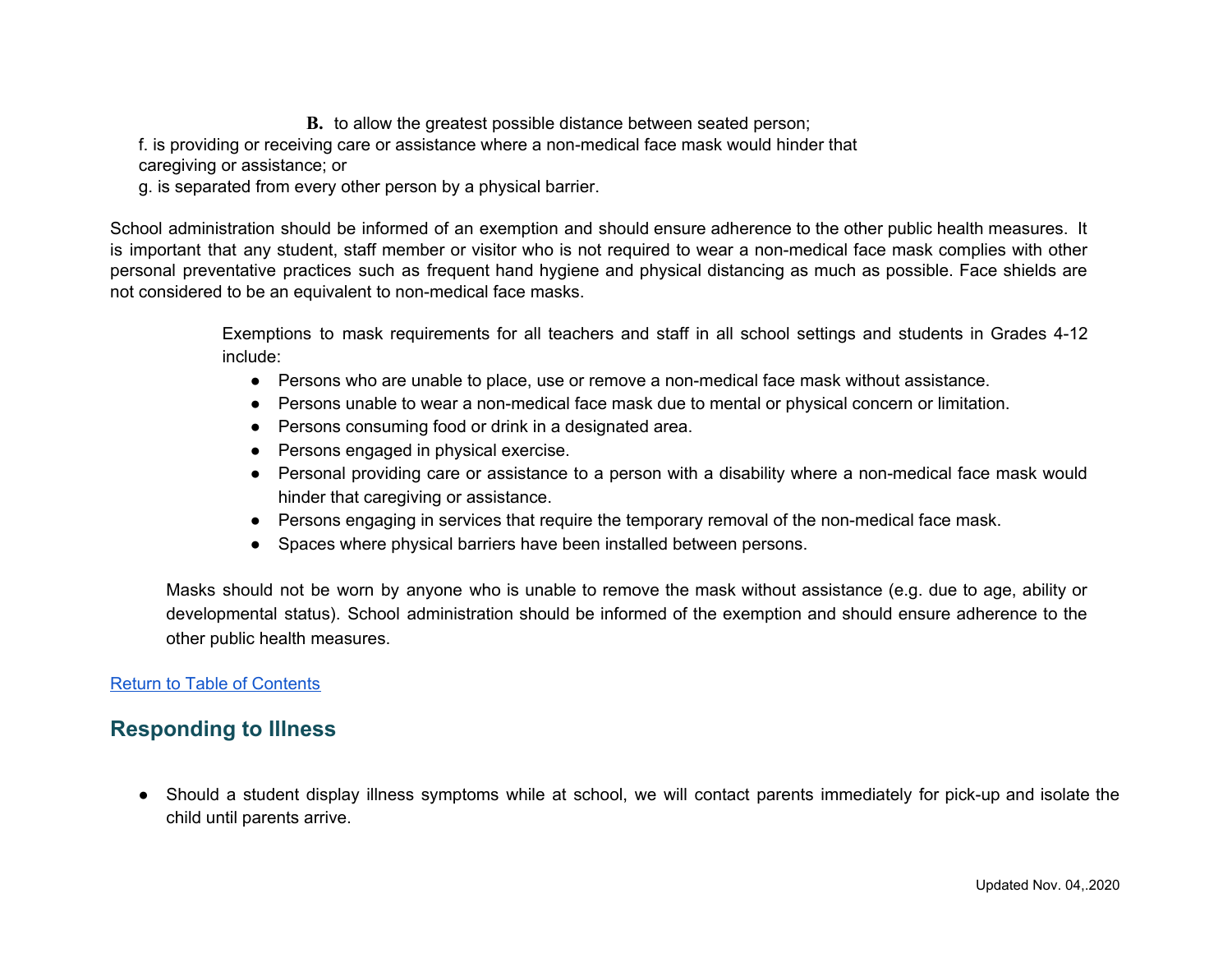B. to allow the greatest possible distance between seated person;

f. is providing or receiving care or assistance where a non-medical face mask would hinder that caregiving or assistance; or

g. is separated from every other person by a physical barrier.

School administration should be informed of an exemption and should ensure adherence to the other public health measures. It is important that any student, staff member or visitor who is not required to wear a non-medical face mask complies with other personal preventative practices such as frequent hand hygiene and physical distancing as much as possible. Face shields are not considered to be an equivalent to non-medical face masks.

Exemptions to mask requirements for all teachers and staff in all school settings and students in Grades 4-12 include:

- Persons who are unable to place, use or remove a non-medical face mask without assistance.
- Persons unable to wear a non-medical face mask due to mental or physical concern or limitation.
- Persons consuming food or drink in a designated area.
- Persons engaged in physical exercise.
- Personal providing care or assistance to a person with a disability where a non-medical face mask would hinder that caregiving or assistance.
- Persons engaging in services that require the temporary removal of the non-medical face mask.
- Spaces where physical barriers have been installed between persons.

Masks should not be worn by anyone who is unable to remove the mask without assistance (e.g. due to age, ability or developmental status). School administration should be informed of the exemption and should ensure adherence to the other public health measures.

Return to Table of Contents

## Responding to Illness

- Should a student display illness symptoms while at school, we will contact parents immediately for pick-up and isolate the child until parents arrive.

Updated Nov. 04,.2020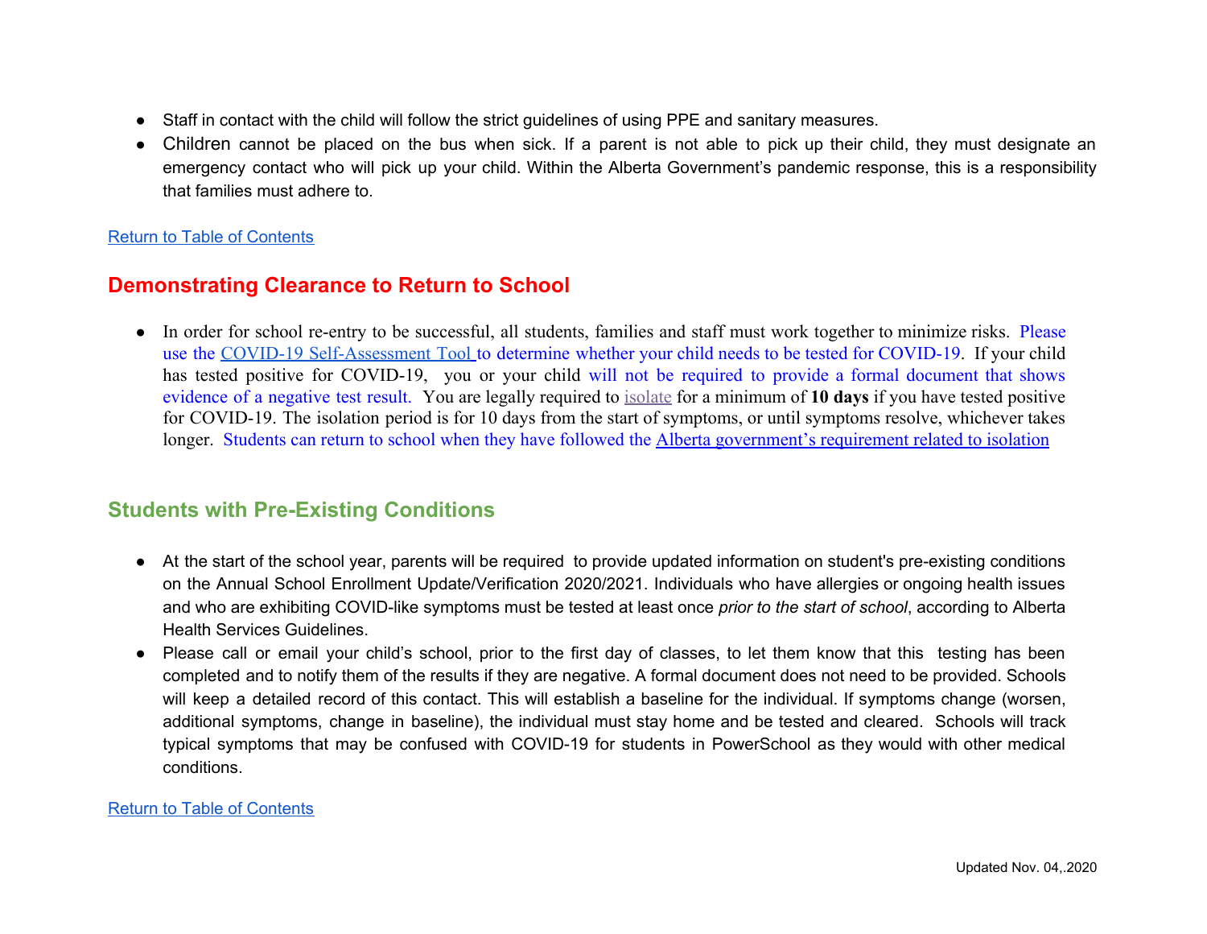- Staff in contact with the child will follow the strict guidelines of using PPE and sanitary measures.
- Children cannot be placed on the bus when sick. If a parent is not able to pick up their child, they must designate an emergency contact who will pick up your child. Within the Alberta Government's pandemic response, this is a responsibility that families must adhere to.

Return to Table of Contents

## Demonstrating Clearance to Return to School

- In order for school re-entry to be successful, all students, families and staff must work together to minimize risks. Please use the COVID-19 Self-Assessment Tool to determine whether your child needs to be tested for COVID-19. If your child has tested positive for COVID-19, you or your child will not be required to provide a formal document that shows evidence of a negative test result. You are legally required to isolate for a minimum of **10 days** if you have tested positive for COVID-19. The isolation period is for 10 days from the start of symptoms, or until symptoms resolve, whichever takes longer. Students can return to school when they have followed the Alberta government's requirement related to isolation

## Students with Pre-Existing Conditions

- At the start of the school year, parents will be required to provide updated information on student's pre-existing conditions on the Annual School Enrollment Update/Verification 2020/2021. Individuals who have allergies or ongoing health issues and who are exhibiting COVID-like symptoms must be tested at least once *prior to the start of school*, according to Alberta Health Services Guidelines.
- Please call or email your child's school, prior to the first day of classes, to let them know that this testing has been completed and to notify them of the results if they are negative. A formal document does not need to be provided. Schools will keep a detailed record of this contact. This will establish a baseline for the individual. If symptoms change (worsen, additional symptoms, change in baseline), the individual must stay home and be tested and cleared. Schools will track typical symptoms that may be confused with COVID-19 for students in PowerSchool as they would with other medical conditions.

Return to Table of Contents

Updated Nov. 04,.2020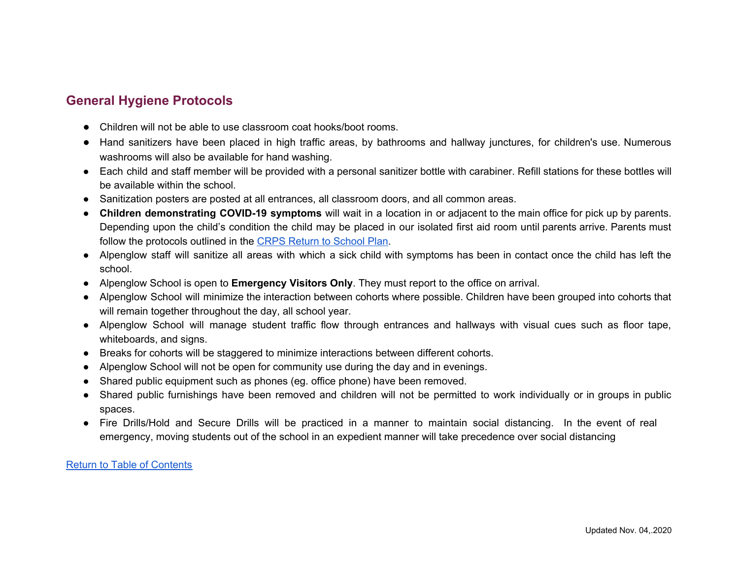## General Hygiene Protocols

- Children will not be able to use classroom coat hooks/boot rooms.
- Hand sanitizers have been placed in high traffic areas, by bathrooms and hallway junctures, for children's use. Numerous washrooms will also be available for hand washing.
- Each child and staff member will be provided with a personal sanitizer bottle with carabiner. Refill stations for these bottles will be available within the school.
- Sanitization posters are posted at all entrances, all classroom doors, and all common areas.
- **Children demonstrating COVID-19 symptoms** will wait in a location in or adjacent to the main office for pick up by parents. Depending upon the child's condition the child may be placed in our isolated first aid room until parents arrive. Parents must follow the protocols outlined in the CRPS Return to School Plan.
- Alpenglow staff will sanitize all areas with which a sick child with symptoms has been in contact once the child has left the school.
- Alpenglow School is open to **Emergency Visitors Only**. They must report to the office on arrival.
- Alpenglow School will minimize the interaction between cohorts where possible. Children have been grouped into cohorts that will remain together throughout the day, all school year.
- Alpenglow School will manage student traffic flow through entrances and hallways with visual cues such as floor tape, whiteboards, and signs.
- Breaks for cohorts will be staggered to minimize interactions between different cohorts.
- Alpenglow School will not be open for community use during the day and in evenings.
- Shared public equipment such as phones (eg. office phone) have been removed.
- Shared public furnishings have been removed and children will not be permitted to work individually or in groups in public spaces.
- Fire Drills/Hold and Secure Drills will be practiced in a manner to maintain social distancing. In the event of real emergency, moving students out of the school in an expedient manner will take precedence over social distancing

Return to Table of Contents

Updated Nov. 04,.2020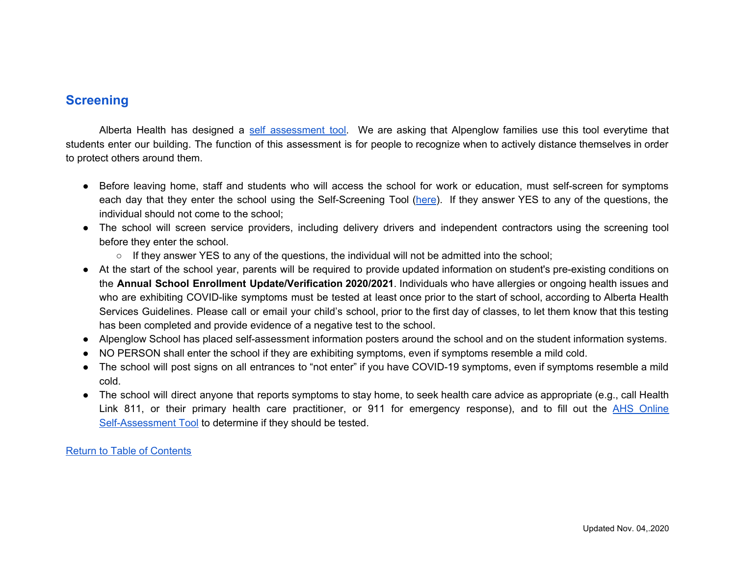## Screening

Alberta Health has designed a self assessment tool. We are asking that Alpenglow families use this tool everytime that students enter our building. The function of this assessment is for people to recognize when to actively distance themselves in order to protect others around them.

- Before leaving home, staff and students who will access the school for work or education, must self-screen for symptoms each day that they enter the school using the Self-Screening Tool (here). If they answer YES to any of the questions, the individual should not come to the school;
- The school will screen service providers, including delivery drivers and independent contractors using the screening tool before they enter the school.
  - If they answer YES to any of the questions, the individual will not be admitted into the school;
- At the start of the school year, parents will be required to provide updated information on student's pre-existing conditions on the **Annual School Enrollment Update/Verification 2020/2021**. Individuals who have allergies or ongoing health issues and who are exhibiting COVID-like symptoms must be tested at least once prior to the start of school, according to Alberta Health Services Guidelines. Please call or email your child's school, prior to the first day of classes, to let them know that this testing has been completed and provide evidence of a negative test to the school.
- Alpenglow School has placed self-assessment information posters around the school and on the student information systems.
- NO PERSON shall enter the school if they are exhibiting symptoms, even if symptoms resemble a mild cold.
- The school will post signs on all entrances to "not enter" if you have COVID-19 symptoms, even if symptoms resemble a mild cold.
- The school will direct anyone that reports symptoms to stay home, to seek health care advice as appropriate (e.g., call Health Link 811, or their primary health care practitioner, or 911 for emergency response), and to fill out the AHS Online Self-Assessment Tool to determine if they should be tested.

Return to Table of Contents

Updated Nov. 04,.2020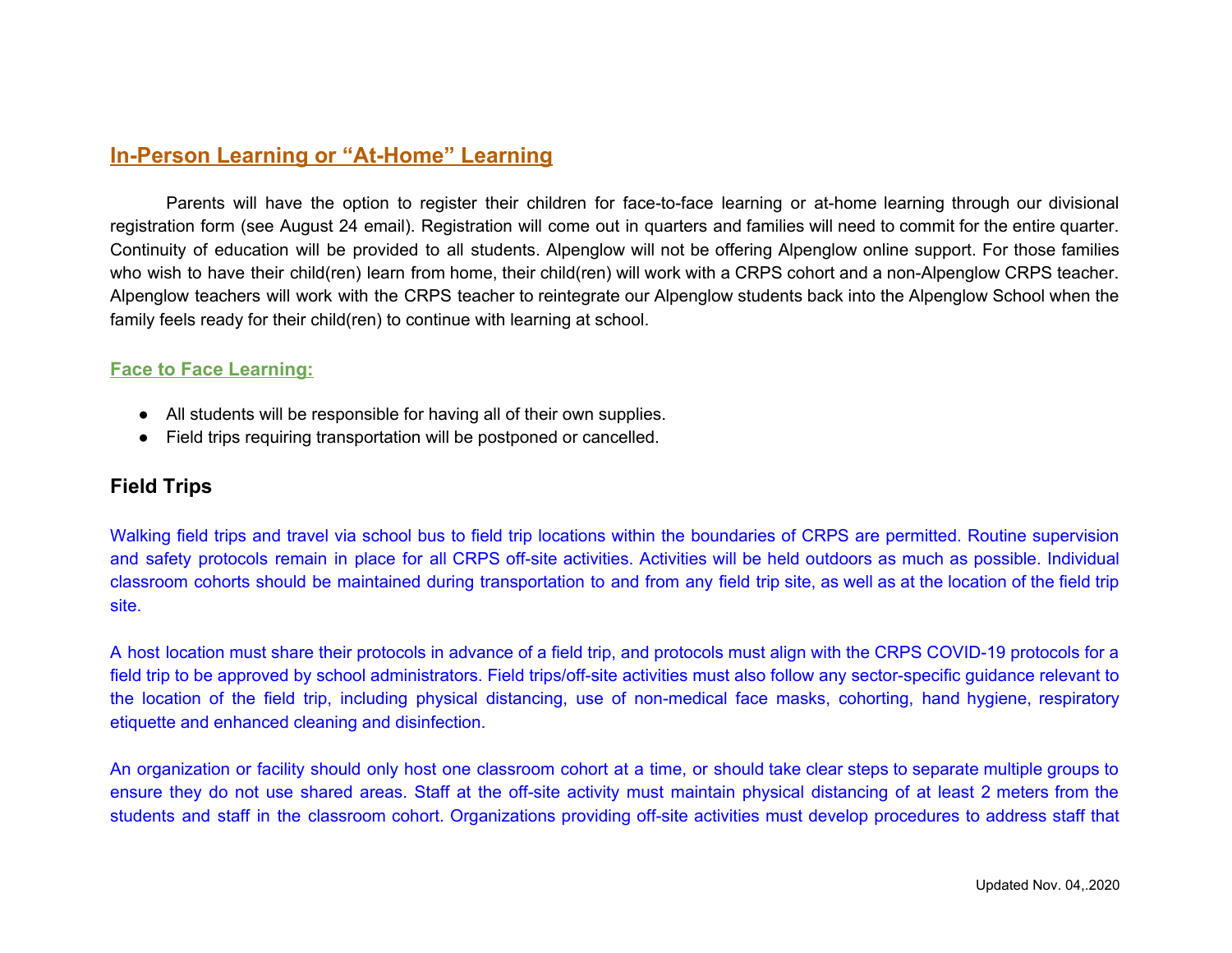## In-Person Learning or "At-Home" Learning

Parents will have the option to register their children for face-to-face learning or at-home learning through our divisional registration form (see August 24 email). Registration will come out in quarters and families will need to commit for the entire quarter. Continuity of education will be provided to all students. Alpenglow will not be offering Alpenglow online support. For those families who wish to have their child(ren) learn from home, their child(ren) will work with a CRPS cohort and a non-Alpenglow CRPS teacher. Alpenglow teachers will work with the CRPS teacher to reintegrate our Alpenglow students back into the Alpenglow School when the family feels ready for their child(ren) to continue with learning at school.

### Face to Face Learning:

- All students will be responsible for having all of their own supplies.
- Field trips requiring transportation will be postponed or cancelled.

### Field Trips

Walking field trips and travel via school bus to field trip locations within the boundaries of CRPS are permitted. Routine supervision and safety protocols remain in place for all CRPS off-site activities. Activities will be held outdoors as much as possible. Individual classroom cohorts should be maintained during transportation to and from any field trip site, as well as at the location of the field trip site.

A host location must share their protocols in advance of a field trip, and protocols must align with the CRPS COVID-19 protocols for a field trip to be approved by school administrators. Field trips/off-site activities must also follow any sector-specific guidance relevant to the location of the field trip, including physical distancing, use of non-medical face masks, cohorting, hand hygiene, respiratory etiquette and enhanced cleaning and disinfection.

An organization or facility should only host one classroom cohort at a time, or should take clear steps to separate multiple groups to ensure they do not use shared areas. Staff at the off-site activity must maintain physical distancing of at least 2 meters from the students and staff in the classroom cohort. Organizations providing off-site activities must develop procedures to address staff that

Updated Nov. 04,.2020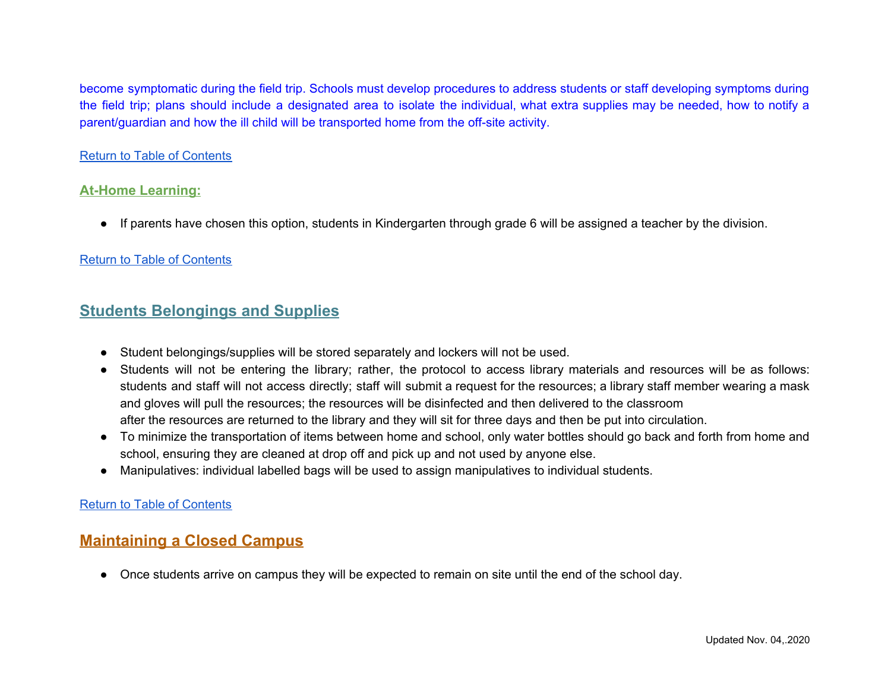become symptomatic during the field trip. Schools must develop procedures to address students or staff developing symptoms during the field trip; plans should include a designated area to isolate the individual, what extra supplies may be needed, how to notify a parent/guardian and how the ill child will be transported home from the off-site activity.

Return to Table of Contents

### At-Home Learning:

- If parents have chosen this option, students in Kindergarten through grade 6 will be assigned a teacher by the division.

Return to Table of Contents

## Students Belongings and Supplies

- Student belongings/supplies will be stored separately and lockers will not be used.
- Students will not be entering the library; rather, the protocol to access library materials and resources will be as follows: students and staff will not access directly; staff will submit a request for the resources; a library staff member wearing a mask and gloves will pull the resources; the resources will be disinfected and then delivered to the classroom after the resources are returned to the library and they will sit for three days and then be put into circulation.
- To minimize the transportation of items between home and school, only water bottles should go back and forth from home and school, ensuring they are cleaned at drop off and pick up and not used by anyone else.
- Manipulatives: individual labelled bags will be used to assign manipulatives to individual students.

Return to Table of Contents

## Maintaining a Closed Campus

- Once students arrive on campus they will be expected to remain on site until the end of the school day.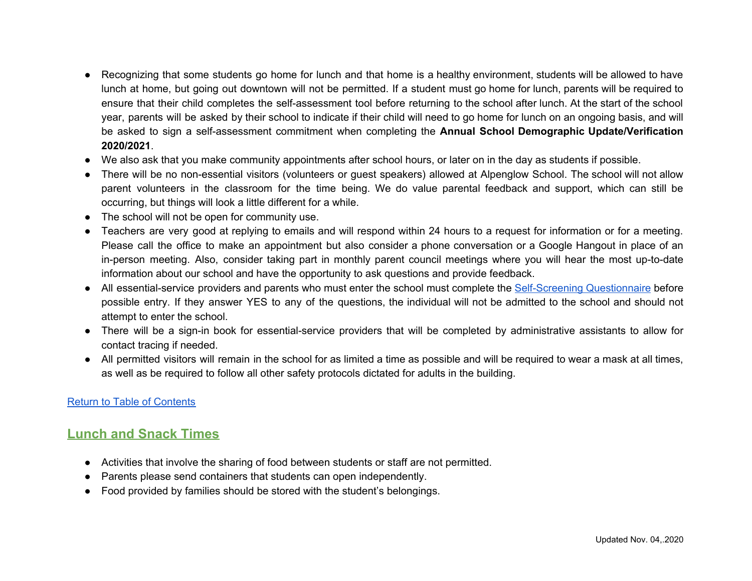- Recognizing that some students go home for lunch and that home is a healthy environment, students will be allowed to have lunch at home, but going out downtown will not be permitted. If a student must go home for lunch, parents will be required to ensure that their child completes the self-assessment tool before returning to the school after lunch. At the start of the school year, parents will be asked by their school to indicate if their child will need to go home for lunch on an ongoing basis, and will be asked to sign a self-assessment commitment when completing the **Annual School Demographic Update/Verification 2020/2021**.
- We also ask that you make community appointments after school hours, or later on in the day as students if possible.
- There will be no non-essential visitors (volunteers or guest speakers) allowed at Alpenglow School. The school will not allow parent volunteers in the classroom for the time being. We do value parental feedback and support, which can still be occurring, but things will look a little different for a while.
- The school will not be open for community use.
- Teachers are very good at replying to emails and will respond within 24 hours to a request for information or for a meeting. Please call the office to make an appointment but also consider a phone conversation or a Google Hangout in place of an in-person meeting. Also, consider taking part in monthly parent council meetings where you will hear the most up-to-date information about our school and have the opportunity to ask questions and provide feedback.
- All essential-service providers and parents who must enter the school must complete the Self-Screening Questionnaire before possible entry. If they answer YES to any of the questions, the individual will not be admitted to the school and should not attempt to enter the school.
- There will be a sign-in book for essential-service providers that will be completed by administrative assistants to allow for contact tracing if needed.
- All permitted visitors will remain in the school for as limited a time as possible and will be required to wear a mask at all times, as well as be required to follow all other safety protocols dictated for adults in the building.

Return to Table of Contents

## Lunch and Snack Times

- Activities that involve the sharing of food between students or staff are not permitted.
- Parents please send containers that students can open independently.
- Food provided by families should be stored with the student's belongings.

Updated Nov. 04,.2020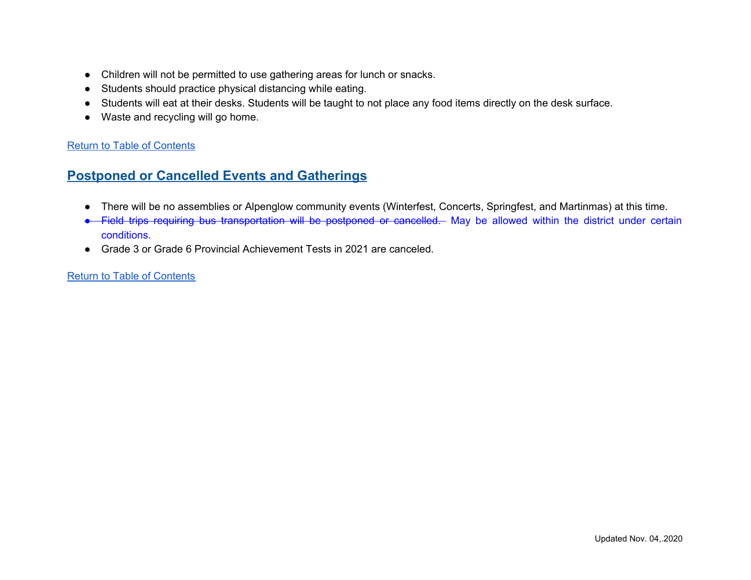- Children will not be permitted to use gathering areas for lunch or snacks.
- Students should practice physical distancing while eating.
- Students will eat at their desks. Students will be taught to not place any food items directly on the desk surface.
- Waste and recycling will go home.

Return to Table of Contents

## Postponed or Cancelled Events and Gatherings

- There will be no assemblies or Alpenglow community events (Winterfest, Concerts, Springfest, and Martinmas) at this time.
- ~~Field trips requiring bus transportation will be postponed or cancelled.~~ May be allowed within the district under certain conditions.
- Grade 3 or Grade 6 Provincial Achievement Tests in 2021 are canceled.

Return to Table of Contents

Updated Nov. 04,.2020